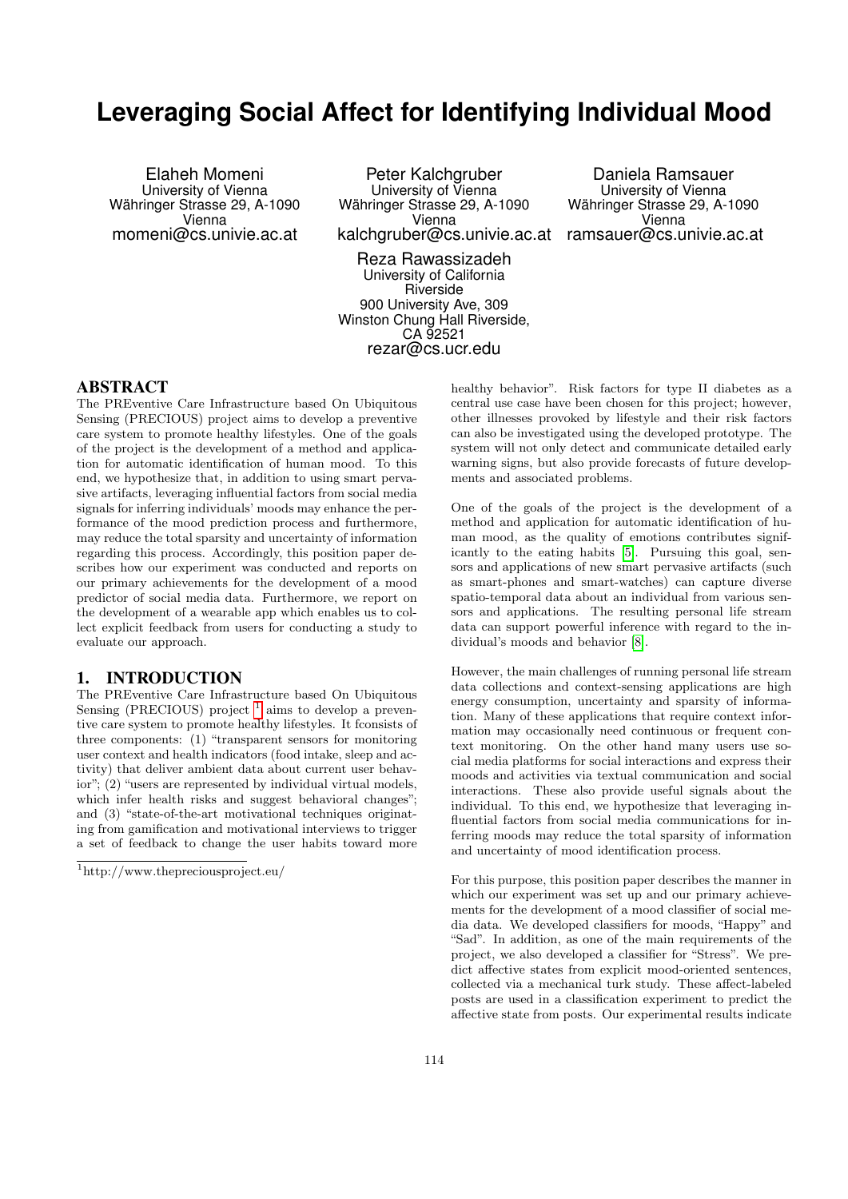# Leveraging Social Affect for Identifying Individual Mood

Elaheh Momeni
University of Vienna
Währinger Strasse 29, A-1090 Vienna
momeni@cs.univie.ac.at

Peter Kalchgruber
University of Vienna
Währinger Strasse 29, A-1090 Vienna
kalchgruber@cs.univie.ac.at

Daniela Ramsauer
University of Vienna
Währinger Strasse 29, A-1090 Vienna
ramsauer@cs.univie.ac.at

Reza Rawassizadeh
University of California Riverside
900 University Ave, 309 Winston Chung Hall Riverside, CA 92521
rezar@cs.ucr.edu

## ABSTRACT

The PREventive Care Infrastructure based On Ubiquitous Sensing (PRECIOUS) project aims to develop a preventive care system to promote healthy lifestyles. One of the goals of the project is the development of a method and application for automatic identification of human mood. To this end, we hypothesize that, in addition to using smart pervasive artifacts, leveraging influential factors from social media signals for inferring individuals' moods may enhance the performance of the mood prediction process and furthermore, may reduce the total sparsity and uncertainty of information regarding this process. Accordingly, this position paper describes how our experiment was conducted and reports on our primary achievements for the development of a mood predictor of social media data. Furthermore, we report on the development of a wearable app which enables us to collect explicit feedback from users for conducting a study to evaluate our approach.

## 1. INTRODUCTION

The PREventive Care Infrastructure based On Ubiquitous Sensing (PRECIOUS) project [1] aims to develop a preventive care system to promote healthy lifestyles. It fconsists of three components: (1) "transparent sensors for monitoring user context and health indicators (food intake, sleep and activity) that deliver ambient data about current user behavior"; (2) "users are represented by individual virtual models, which infer health risks and suggest behavioral changes"; and (3) "state-of-the-art motivational techniques originating from gamification and motivational interviews to trigger a set of feedback to change the user habits toward more healthy behavior". Risk factors for type II diabetes as a central use case have been chosen for this project; however, other illnesses provoked by lifestyle and their risk factors can also be investigated using the developed prototype. The system will not only detect and communicate detailed early warning signs, but also provide forecasts of future developments and associated problems.

One of the goals of the project is the development of a method and application for automatic identification of human mood, as the quality of emotions contributes significantly to the eating habits [5]. Pursuing this goal, sensors and applications of new smart pervasive artifacts (such as smart-phones and smart-watches) can capture diverse spatio-temporal data about an individual from various sensors and applications. The resulting personal life stream data can support powerful inference with regard to the individual's moods and behavior [8].

However, the main challenges of running personal life stream data collections and context-sensing applications are high energy consumption, uncertainty and sparsity of information. Many of these applications that require context information may occasionally need continuous or frequent context monitoring. On the other hand many users use social media platforms for social interactions and express their moods and activities via textual communication and social interactions. These also provide useful signals about the individual. To this end, we hypothesize that leveraging influential factors from social media communications for inferring moods may reduce the total sparsity of information and uncertainty of mood identification process.

For this purpose, this position paper describes the manner in which our experiment was set up and our primary achievements for the development of a mood classifier of social media data. We developed classifiers for moods, "Happy" and "Sad". In addition, as one of the main requirements of the project, we also developed a classifier for "Stress". We predict affective states from explicit mood-oriented sentences, collected via a mechanical turk study. These affect-labeled posts are used in a classification experiment to predict the affective state from posts. Our experimental results indicate

[1] http://www.thepreciousproject.eu/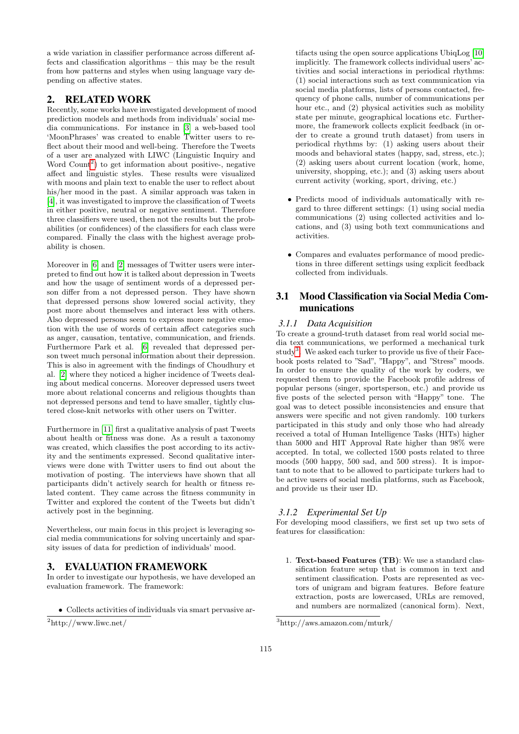a wide variation in classifier performance across different affects and classification algorithms – this may be the result from how patterns and styles when using language vary depending on affective states.

## 2. RELATED WORK

Recently, some works have investigated development of mood prediction models and methods from individuals' social media communications. For instance in [3] a web-based tool 'MoonPhrases' was created to enable Twitter users to reflect about their mood and well-being. Therefore the Tweets of a user are analyzed with LIWC (Linguistic Inquiry and Word Count[2]) to get information about positive-, negative affect and linguistic styles. These results were visualized with moons and plain text to enable the user to reflect about his/her mood in the past. A similar approach was taken in [4], it was investigated to improve the classification of Tweets in either positive, neutral or negative sentiment. Therefore three classifiers were used, then not the results but the probabilities (or confidences) of the classifiers for each class were compared. Finally the class with the highest average probability is chosen.

Moreover in [6] and [2] messages of Twitter users were interpreted to find out how it is talked about depression in Tweets and how the usage of sentiment words of a depressed person differ from a not depressed person. They have shown that depressed persons show lowered social activity, they post more about themselves and interact less with others. Also depressed persons seem to express more negative emotion with the use of words of certain affect categories such as anger, causation, tentative, communication, and friends. Furthermore Park et al. [6] revealed that depressed person tweet much personal information about their depression. This is also in agreement with the findings of Choudhury et al. [2] where they noticed a higher incidence of Tweets dealing about medical concerns. Moreover depressed users tweet more about relational concerns and religious thoughts than not depressed persons and tend to have smaller, tightly clustered close-knit networks with other users on Twitter.

Furthermore in [11] first a qualitative analysis of past Tweets about health or fitness was done. As a result a taxonomy was created, which classifies the post according to its activity and the sentiments expressed. Second qualitative interviews were done with Twitter users to find out about the motivation of posting. The interviews have shown that all participants didn't actively search for health or fitness related content. They came across the fitness community in Twitter and explored the content of the Tweets but didn't actively post in the beginning.

Nevertheless, our main focus in this project is leveraging social media communications for solving uncertainly and sparsity issues of data for prediction of individuals' mood.

## 3. EVALUATION FRAMEWORK

In order to investigate our hypothesis, we have developed an evaluation framework. The framework:

- Collects activities of individuals via smart pervasive artifacts using the open source applications UbiqLog [10] implicitly. The framework collects individual users' activities and social interactions in periodical rhythms: (1) social interactions such as text communication via social media platforms, lists of persons contacted, frequency of phone calls, number of communications per hour etc., and (2) physical activities such as mobility state per minute, geographical locations etc. Furthermore, the framework collects explicit feedback (in order to create a ground truth dataset) from users in periodical rhythms by: (1) asking users about their moods and behavioral states (happy, sad, stress, etc.); (2) asking users about current location (work, home, university, shopping, etc.); and (3) asking users about current activity (working, sport, driving, etc.)
- Predicts mood of individuals automatically with regard to three different settings: (1) using social media communications (2) using collected activities and locations, and (3) using both text communications and activities.
- Compares and evaluates performance of mood predictions in three different settings using explicit feedback collected from individuals.

### 3.1 Mood Classification via Social Media Communications

#### 3.1.1 Data Acquisition

To create a ground-truth dataset from real world social media text communications, we performed a mechanical turk study[3]. We asked each turker to provide us five of their Facebook posts related to "Sad", "Happy", and "Stress" moods. In order to ensure the quality of the work by coders, we requested them to provide the Facebook profile address of popular persons (singer, sportsperson, etc.) and provide us five posts of the selected person with "Happy" tone. The goal was to detect possible inconsistencies and ensure that answers were specific and not given randomly. 100 turkers participated in this study and only those who had already received a total of Human Intelligence Tasks (HITs) higher than 5000 and HIT Approval Rate higher than 98% were accepted. In total, we collected 1500 posts related to three moods (500 happy, 500 sad, and 500 stress). It is important to note that to be allowed to participate turkers had to be active users of social media platforms, such as Facebook, and provide us their user ID.

#### 3.1.2 Experimental Set Up

For developing mood classifiers, we first set up two sets of features for classification:

1. **Text-based Features (TB)**: We use a standard classification feature setup that is common in text and sentiment classification. Posts are represented as vectors of unigram and bigram features. Before feature extraction, posts are lowercased, URLs are removed, and numbers are normalized (canonical form). Next,

[2] http://www.liwc.net/

[3] http://aws.amazon.com/mturk/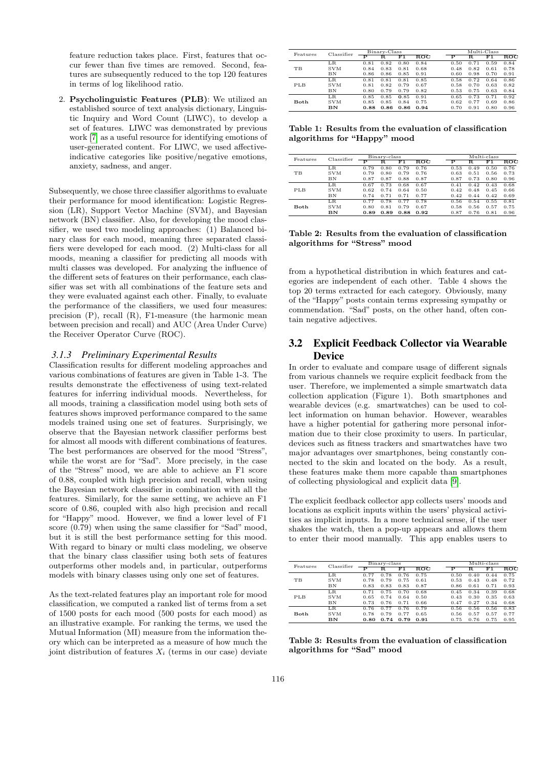feature reduction takes place. First, features that occur fewer than five times are removed. Second, features are subsequently reduced to the top 120 features in terms of log likelihood ratio.

2. **Psycholinguistic Features (PLB)**: We utilized an established source of text analysis dictionary, Linguistic Inquiry and Word Count (LIWC), to develop a set of features. LIWC was demonstrated by previous work [7] as a useful resource for identifying emotions of user-generated content. For LIWC, we used affective-indicative categories like positive/negative emotions, anxiety, sadness, and anger.

Subsequently, we chose three classifier algorithms to evaluate their performance for mood identification: Logistic Regression (LR), Support Vector Machine (SVM), and Bayesian network (BN) classifier. Also, for developing the mood classifier, we used two modeling approaches: (1) Balanced binary class for each mood, meaning three separated classifiers were developed for each mood. (2) Multi-class for all moods, meaning a classifier for predicting all moods with multi classes was developed. For analyzing the influence of the different sets of features on their performance, each classifier was set with all combinations of the feature sets and they were evaluated against each other. Finally, to evaluate the performance of the classifiers, we used four measures: precision (P), recall (R), F1-measure (the harmonic mean between precision and recall) and AUC (Area Under Curve) the Receiver Operator Curve (ROC).

### *3.1.3 Preliminary Experimental Results*

Classification results for different modeling approaches and various combinations of features are given in Table 1-3. The results demonstrate the effectiveness of using text-related features for inferring individual moods. Nevertheless, for all moods, training a classification model using both sets of features shows improved performance compared to the same models trained using one set of features. Surprisingly, we observe that the Bayesian network classifier performs best for almost all moods with different combinations of features. The best performances are observed for the mood "Stress", while the worst are for "Sad". More precisely, in the case of the "Stress" mood, we are able to achieve an F1 score of 0.88, coupled with high precision and recall, when using the Bayesian network classifier in combination with all the features. Similarly, for the same setting, we achieve an F1 score of 0.86, coupled with also high precision and recall for "Happy" mood. However, we find a lower level of F1 score (0.79) when using the same classifier for "Sad" mood, but it is still the best performance setting for this mood. With regard to binary or multi class modeling, we observe that the binary class classifier using both sets of features outperforms other models and, in particular, outperforms models with binary classes using only one set of features.

As the text-related features play an important role for mood classification, we computed a ranked list of terms from a set of 1500 posts for each mood (500 posts for each mood) as an illustrative example. For ranking the terms, we used the Mutual Information (MI) measure from the information theory which can be interpreted as a measure of how much the joint distribution of features $X_i$ (terms in our case) deviate from a hypothetical distribution in which features and categories are independent of each other. Table 4 shows the top 20 terms extracted for each category. Obviously, many of the "Happy" posts contain terms expressing sympathy or commendation. "Sad" posts, on the other hand, often contain negative adjectives.

| Features | Classifier | Binary-Class | | | | Multi-Class | | | |
|---|---|---|---|---|---|---|---|---|---|
| | | P | R | F1 | ROC | P | R | F1 | ROC |
| TB | LR | 0.81 | 0.82 | 0.80 | 0.84 | 0.50 | 0.71 | 0.59 | 0.84 |
| | SVM | 0.84 | 0.83 | 0.81 | 0.68 | 0.48 | 0.82 | 0.61 | 0.78 |
| | BN | 0.86 | 0.86 | 0.85 | 0.91 | 0.60 | 0.98 | 0.70 | 0.91 |
| PLB | LR | 0.81 | 0.81 | 0.81 | 0.85 | 0.58 | 0.72 | 0.64 | 0.86 |
| | SVM | 0.81 | 0.82 | 0.79 | 0.67 | 0.58 | 0.70 | 0.63 | 0.82 |
| | BN | 0.80 | 0.79 | 0.79 | 0.82 | 0.53 | 0.75 | 0.63 | 0.84 |
| **Both** | LR | 0.85 | 0.85 | 0.85 | 0.91 | 0.65 | 0.73 | 0.71 | 0.92 |
| | SVM | 0.85 | 0.85 | 0.84 | 0.75 | 0.62 | 0.77 | 0.69 | 0.86 |
| | **BN** | **0.88** | **0.86** | **0.86** | **0.94** | 0.70 | 0.91 | 0.80 | 0.96 |

**Table 1: Results from the evaluation of classification algorithms for "Happy" mood**

| Features | Classifier | Binary-class | | | | Multi-class | | | |
|---|---|---|---|---|---|---|---|---|---|
| | | P | R | F1 | ROC | P | R | F1 | ROC |
| TB | LR | 0.79 | 0.80 | 0.79 | 0.76 | 0.53 | 0.49 | 0.50 | 0.76 |
| | SVM | 0.79 | 0.80 | 0.79 | 0.76 | 0.63 | 0.51 | 0.56 | 0.73 |
| | BN | 0.87 | 0.87 | 0.88 | 0.87 | 0.87 | 0.73 | 0.80 | 0.96 |
| PLB | LR | 0.67 | 0.73 | 0.68 | 0.67 | 0.41 | 0.42 | 0.43 | 0.68 |
| | SVM | 0.62 | 0.74 | 0.64 | 0.50 | 0.42 | 0.48 | 0.45 | 0.66 |
| | BN | 0.74 | 0.71 | 0.71 | 0.77 | 0.42 | 0.44 | 0.42 | 0.69 |
| **Both** | LR | 0.77 | 0.78 | 0.77 | 0.78 | 0.56 | 0.54 | 0.55 | 0.81 |
| | SVM | 0.80 | 0.81 | 0.79 | 0.67 | 0.58 | 0.56 | 0.57 | 0.75 |
| | **BN** | **0.89** | **0.89** | **0.88** | **0.92** | 0.87 | 0.76 | 0.81 | 0.96 |

**Table 2: Results from the evaluation of classification algorithms for "Stress" mood**

## 3.2 Explicit Feedback Collector via Wearable Device

In order to evaluate and compare usage of different signals from various channels we require explicit feedback from the user. Therefore, we implemented a simple smartwatch data collection application (Figure 1). Both smartphones and wearable devices (e.g. smartwatches) can be used to collect information on human behavior. However, wearables have a higher potential for gathering more personal information due to their close proximity to users. In particular, devices such as fitness trackers and smartwatches have two major advantages over smartphones, being constantly connected to the skin and located on the body. As a result, these features make them more capable than smartphones of collecting physiological and explicit data [9].

The explicit feedback collector app collects users' moods and locations as explicit inputs within the users' physical activities as implicit inputs. In a more technical sense, if the user shakes the watch, then a pop-up appears and allows them to enter their mood manually. This app enables users to

| Features | Classifier | Binary-class | | | | Multi-class | | | |
|---|---|---|---|---|---|---|---|---|---|
| | | P | R | F1 | ROC | P | R | F1 | ROC |
| TB | LR | 0.77 | 0.78 | 0.76 | 0.75 | 0.50 | 0.40 | 0.44 | 0.75 |
| | SVM | 0.78 | 0.79 | 0.75 | 0.61 | 0.53 | 0.43 | 0.48 | 0.72 |
| | BN | 0.83 | 0.83 | 0.83 | 0.87 | 0.86 | 0.61 | 0.71 | 0.93 |
| PLB | LR | 0.71 | 0.75 | 0.70 | 0.68 | 0.45 | 0.34 | 0.39 | 0.68 |
| | SVM | 0.65 | 0.74 | 0.64 | 0.50 | 0.43 | 0.30 | 0.35 | 0.63 |
| | BN | 0.73 | 0.76 | 0.71 | 0.66 | 0.47 | 0.27 | 0.34 | 0.68 |
| **Both** | LR | 0.76 | 0.77 | 0.76 | 0.79 | 0.56 | 0.56 | 0.56 | 0.83 |
| | SVM | 0.78 | 0.79 | 0.77 | 0.65 | 0.56 | 0.57 | 0.57 | 0.77 |
| | **BN** | **0.80** | **0.74** | **0.79** | **0.91** | 0.75 | 0.76 | 0.75 | 0.95 |

**Table 3: Results from the evaluation of classification algorithms for "Sad" mood**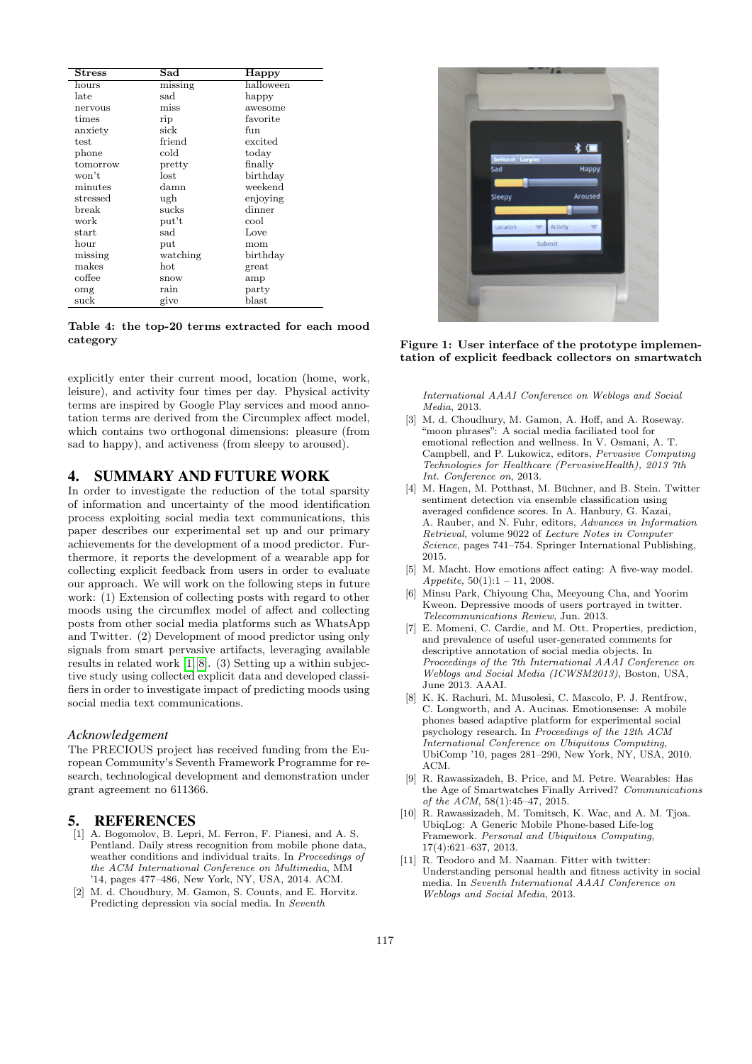| Stress | Sad | Happy |
|---|---|---|
| hours | missing | halloween |
| late | sad | happy |
| nervous | miss | awesome |
| times | rip | favorite |
| anxiety | sick | fun |
| test | friend | excited |
| phone | cold | today |
| tomorrow | pretty | finally |
| won't | lost | birthday |
| minutes | damn | weekend |
| stressed | ugh | enjoying |
| break | sucks | dinner |
| work | put't | cool |
| start | sad | Love |
| hour | put | mom |
| missing | watching | birthday |
| makes | hot | great |
| coffee | snow | amp |
| omg | rain | party |
| suck | give | blast |

**Table 4: the top-20 terms extracted for each mood category**

explicitly enter their current mood, location (home, work, leisure), and activity four times per day. Physical activity terms are inspired by Google Play services and mood annotation terms are derived from the Circumplex affect model, which contains two orthogonal dimensions: pleasure (from sad to happy), and activeness (from sleepy to aroused).

**Figure 1: User interface of the prototype implementation of explicit feedback collectors on smartwatch**

## 4. SUMMARY AND FUTURE WORK

In order to investigate the reduction of the total sparsity of information and uncertainty of the mood identification process exploiting social media text communications, this paper describes our experimental set up and our primary achievements for the development of a mood predictor. Furthermore, it reports the development of a wearable app for collecting explicit feedback from users in order to evaluate our approach. We will work on the following steps in future work: (1) Extension of collecting posts with regard to other moods using the circumflex model of affect and collecting posts from other social media platforms such as WhatsApp and Twitter. (2) Development of mood predictor using only signals from smart pervasive artifacts, leveraging available results in related work [1, 8]. (3) Setting up a within subjective study using collected explicit data and developed classifiers in order to investigate impact of predicting moods using social media text communications.

### *Acknowledgement*

The PRECIOUS project has received funding from the European Community's Seventh Framework Programme for research, technological development and demonstration under grant agreement no 611366.

## 5. REFERENCES

[1] A. Bogomolov, B. Lepri, M. Ferron, F. Pianesi, and A. S. Pentland. Daily stress recognition from mobile phone data, weather conditions and individual traits. In *Proceedings of the ACM International Conference on Multimedia*, MM '14, pages 477–486, New York, NY, USA, 2014. ACM.

[2] M. d. Choudhury, M. Gamon, S. Counts, and E. Horvitz. Predicting depression via social media. In *Seventh International AAAI Conference on Weblogs and Social Media*, 2013.

[3] M. d. Choudhury, M. Gamon, A. Hoff, and A. Roseway. "moon phrases": A social media faciliated tool for emotional reflection and wellness. In V. Osmani, A. T. Campbell, and P. Lukowicz, editors, *Pervasive Computing Technologies for Healthcare (PervasiveHealth), 2013 7th Int. Conference on*, 2013.

[4] M. Hagen, M. Potthast, M. Büchner, and B. Stein. Twitter sentiment detection via ensemble classification using averaged confidence scores. In A. Hanbury, G. Kazai, A. Rauber, and N. Fuhr, editors, *Advances in Information Retrieval*, volume 9022 of *Lecture Notes in Computer Science*, pages 741–754. Springer International Publishing, 2015.

[5] M. Macht. How emotions affect eating: A five-way model. *Appetite*, 50(1):1 – 11, 2008.

[6] Minsu Park, Chiyoung Cha, Meeyoung Cha, and Yoorim Kweon. Depressive moods of users portrayed in twitter. *Telecommunications Review*, Jun. 2013.

[7] E. Momeni, C. Cardie, and M. Ott. Properties, prediction, and prevalence of useful user-generated comments for descriptive annotation of social media objects. In *Proceedings of the 7th International AAAI Conference on Weblogs and Social Media (ICWSM2013)*, Boston, USA, June 2013. AAAI.

[8] K. K. Rachuri, M. Musolesi, C. Mascolo, P. J. Rentfrow, C. Longworth, and A. Aucinas. Emotionsense: A mobile phones based adaptive platform for experimental social psychology research. In *Proceedings of the 12th ACM International Conference on Ubiquitous Computing*, UbiComp '10, pages 281–290, New York, NY, USA, 2010. ACM.

[9] R. Rawassizadeh, B. Price, and M. Petre. Wearables: Has the Age of Smartwatches Finally Arrived? *Communications of the ACM*, 58(1):45–47, 2015.

[10] R. Rawassizadeh, M. Tomitsch, K. Wac, and A. M. Tjoa. UbiqLog: A Generic Mobile Phone-based Life-log Framework. *Personal and Ubiquitous Computing*, 17(4):621–637, 2013.

[11] R. Teodoro and M. Naaman. Fitter with twitter: Understanding personal health and fitness activity in social media. In *Seventh International AAAI Conference on Weblogs and Social Media*, 2013.